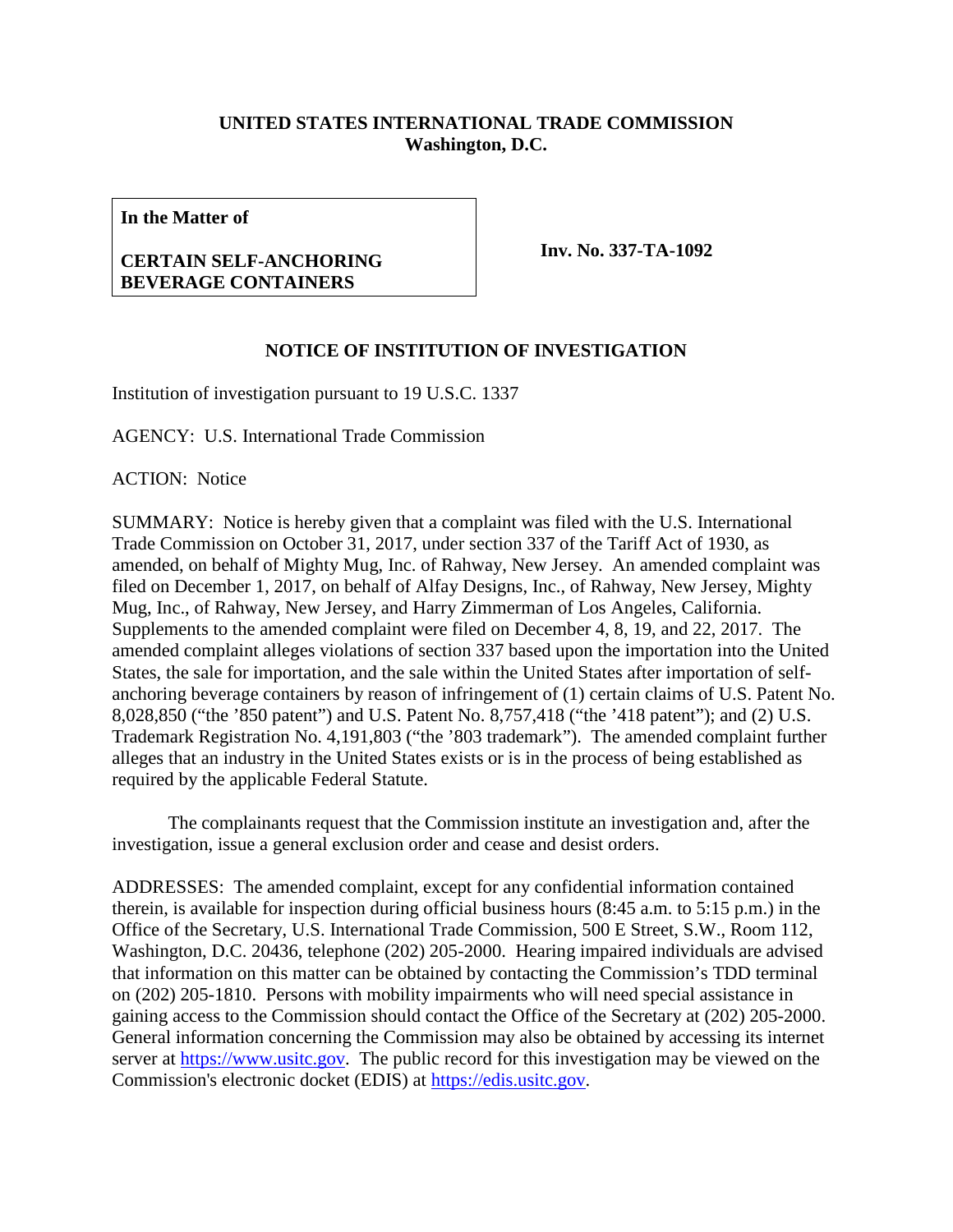**UNITED STATES INTERNATIONAL TRADE COMMISSION**
**Washington, D.C.**

| **In the Matter of**<br><br>**CERTAIN SELF-ANCHORING BEVERAGE CONTAINERS** | **Inv. No. 337-TA-1092** |
|---|---|

## NOTICE OF INSTITUTION OF INVESTIGATION

Institution of investigation pursuant to 19 U.S.C. 1337

AGENCY: U.S. International Trade Commission

ACTION: Notice

SUMMARY: Notice is hereby given that a complaint was filed with the U.S. International Trade Commission on October 31, 2017, under section 337 of the Tariff Act of 1930, as amended, on behalf of Mighty Mug, Inc. of Rahway, New Jersey. An amended complaint was filed on December 1, 2017, on behalf of Alfay Designs, Inc., of Rahway, New Jersey, Mighty Mug, Inc., of Rahway, New Jersey, and Harry Zimmerman of Los Angeles, California. Supplements to the amended complaint were filed on December 4, 8, 19, and 22, 2017. The amended complaint alleges violations of section 337 based upon the importation into the United States, the sale for importation, and the sale within the United States after importation of self-anchoring beverage containers by reason of infringement of (1) certain claims of U.S. Patent No. 8,028,850 ("the '850 patent") and U.S. Patent No. 8,757,418 ("the '418 patent"); and (2) U.S. Trademark Registration No. 4,191,803 ("the '803 trademark"). The amended complaint further alleges that an industry in the United States exists or is in the process of being established as required by the applicable Federal Statute.

The complainants request that the Commission institute an investigation and, after the investigation, issue a general exclusion order and cease and desist orders.

ADDRESSES: The amended complaint, except for any confidential information contained therein, is available for inspection during official business hours (8:45 a.m. to 5:15 p.m.) in the Office of the Secretary, U.S. International Trade Commission, 500 E Street, S.W., Room 112, Washington, D.C. 20436, telephone (202) 205-2000. Hearing impaired individuals are advised that information on this matter can be obtained by contacting the Commission's TDD terminal on (202) 205-1810. Persons with mobility impairments who will need special assistance in gaining access to the Commission should contact the Office of the Secretary at (202) 205-2000. General information concerning the Commission may also be obtained by accessing its internet server at https://www.usitc.gov. The public record for this investigation may be viewed on the Commission's electronic docket (EDIS) at https://edis.usitc.gov.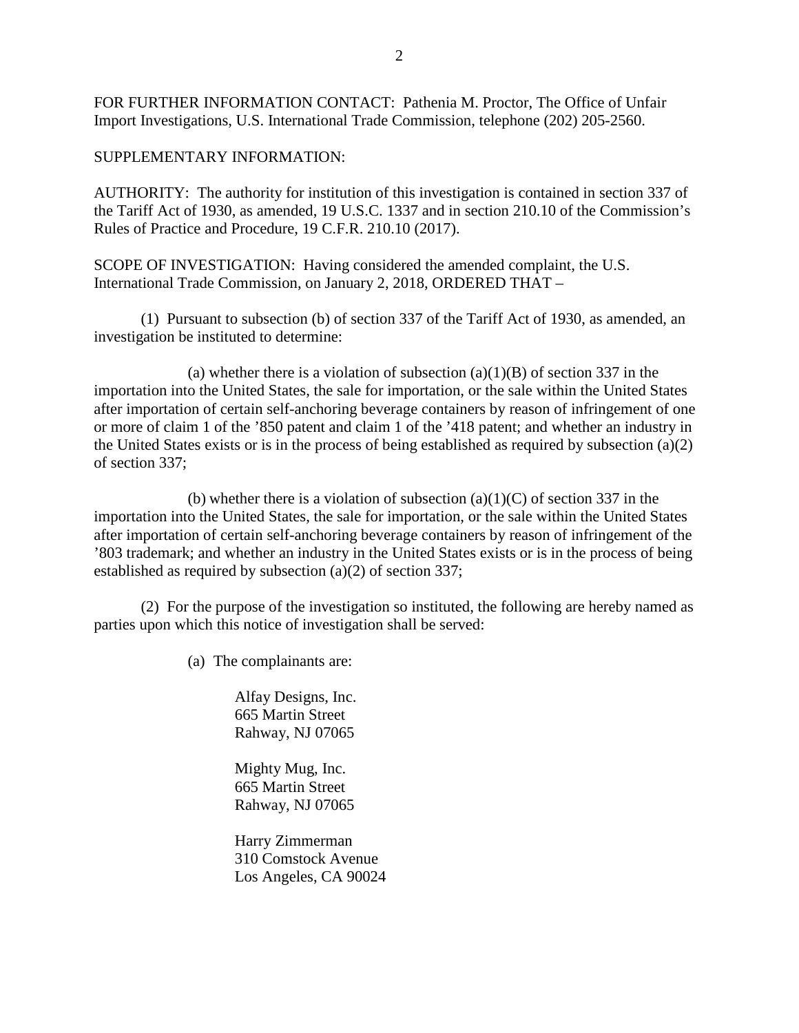FOR FURTHER INFORMATION CONTACT: Pathenia M. Proctor, The Office of Unfair Import Investigations, U.S. International Trade Commission, telephone (202) 205-2560.

SUPPLEMENTARY INFORMATION:

AUTHORITY: The authority for institution of this investigation is contained in section 337 of the Tariff Act of 1930, as amended, 19 U.S.C. 1337 and in section 210.10 of the Commission's Rules of Practice and Procedure, 19 C.F.R. 210.10 (2017).

SCOPE OF INVESTIGATION: Having considered the amended complaint, the U.S. International Trade Commission, on January 2, 2018, ORDERED THAT –

(1) Pursuant to subsection (b) of section 337 of the Tariff Act of 1930, as amended, an investigation be instituted to determine:

(a) whether there is a violation of subsection (a)(1)(B) of section 337 in the importation into the United States, the sale for importation, or the sale within the United States after importation of certain self-anchoring beverage containers by reason of infringement of one or more of claim 1 of the '850 patent and claim 1 of the '418 patent; and whether an industry in the United States exists or is in the process of being established as required by subsection (a)(2) of section 337;

(b) whether there is a violation of subsection (a)(1)(C) of section 337 in the importation into the United States, the sale for importation, or the sale within the United States after importation of certain self-anchoring beverage containers by reason of infringement of the '803 trademark; and whether an industry in the United States exists or is in the process of being established as required by subsection (a)(2) of section 337;

(2) For the purpose of the investigation so instituted, the following are hereby named as parties upon which this notice of investigation shall be served:

(a) The complainants are:

Alfay Designs, Inc.
665 Martin Street
Rahway, NJ 07065

Mighty Mug, Inc.
665 Martin Street
Rahway, NJ 07065

Harry Zimmerman
310 Comstock Avenue
Los Angeles, CA 90024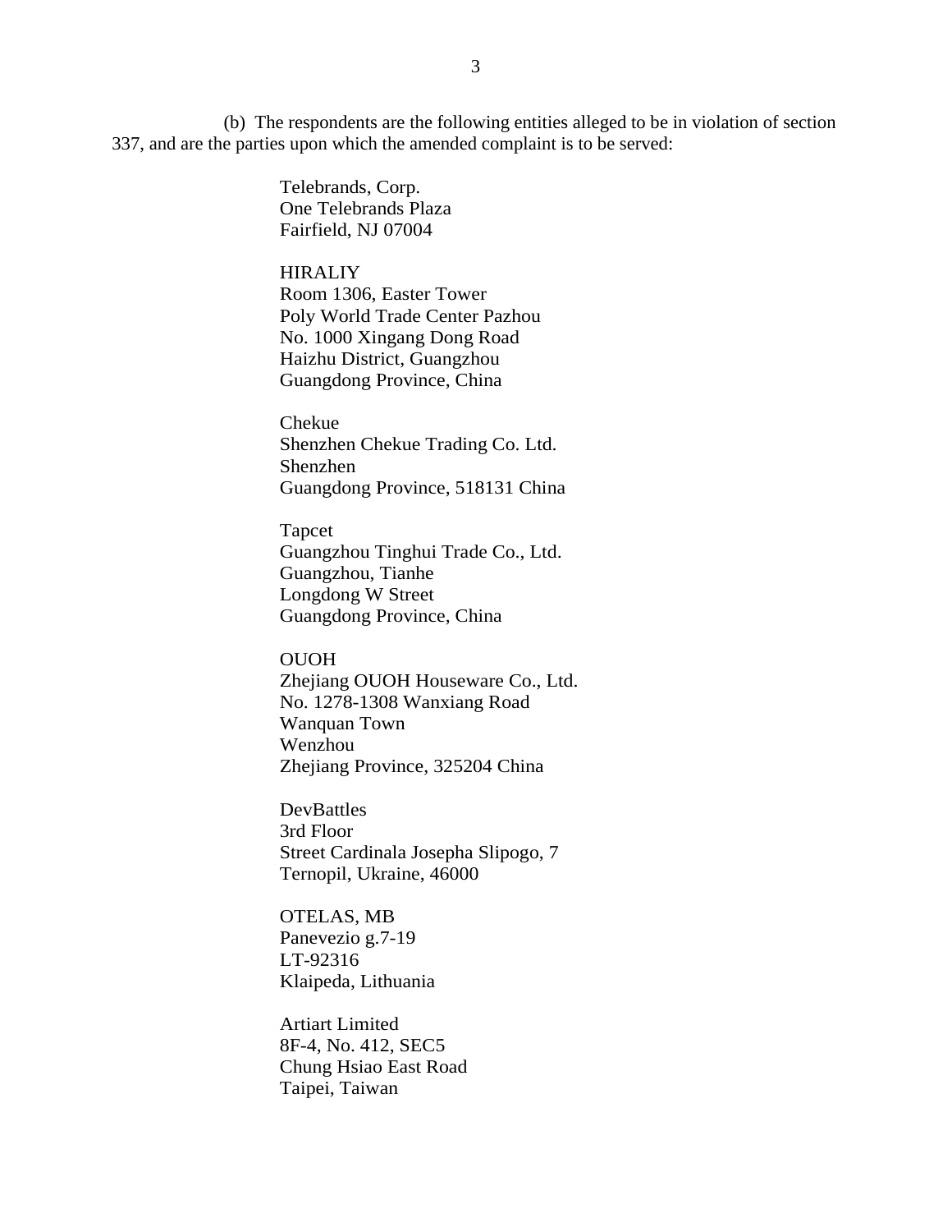(b) The respondents are the following entities alleged to be in violation of section 337, and are the parties upon which the amended complaint is to be served:

Telebrands, Corp.
One Telebrands Plaza
Fairfield, NJ 07004

HIRALIY
Room 1306, Easter Tower
Poly World Trade Center Pazhou
No. 1000 Xingang Dong Road
Haizhu District, Guangzhou
Guangdong Province, China

Chekue
Shenzhen Chekue Trading Co. Ltd.
Shenzhen
Guangdong Province, 518131 China

Tapcet
Guangzhou Tinghui Trade Co., Ltd.
Guangzhou, Tianhe
Longdong W Street
Guangdong Province, China

OUOH
Zhejiang OUOH Houseware Co., Ltd.
No. 1278-1308 Wanxiang Road
Wanquan Town
Wenzhou
Zhejiang Province, 325204 China

DevBattles
3rd Floor
Street Cardinala Josepha Slipogo, 7
Ternopil, Ukraine, 46000

OTELAS, MB
Panevezio g.7-19
LT-92316
Klaipeda, Lithuania

Artiart Limited
8F-4, No. 412, SEC5
Chung Hsiao East Road
Taipei, Taiwan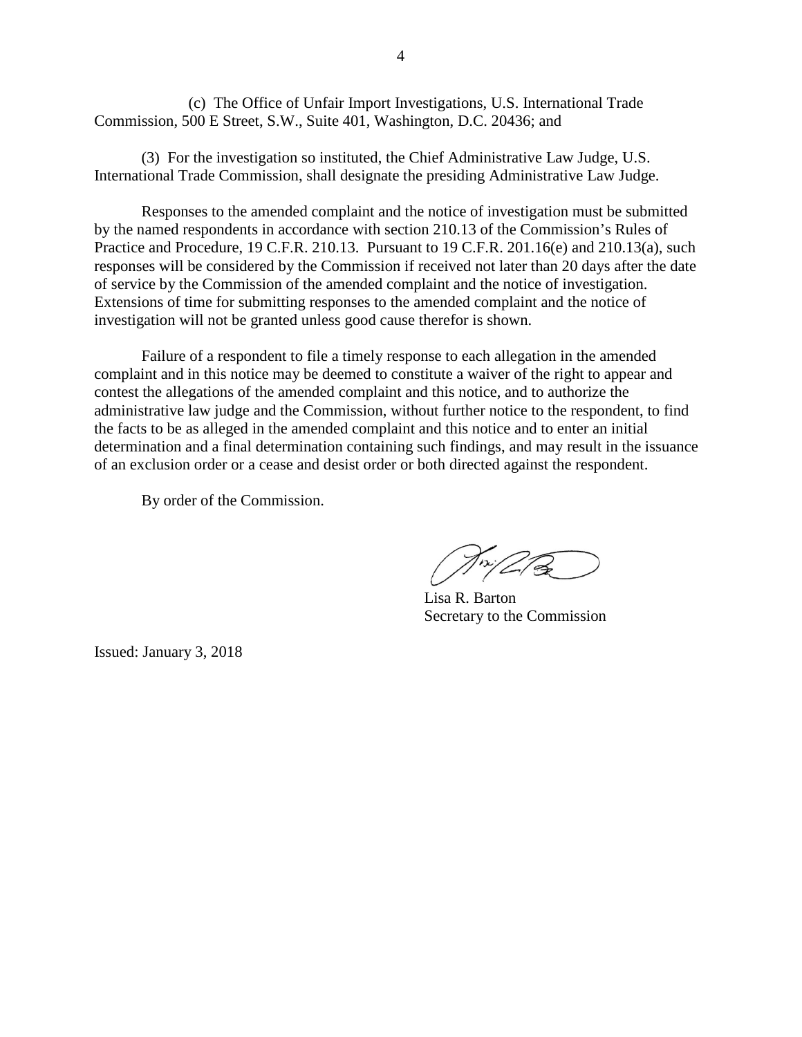(c) The Office of Unfair Import Investigations, U.S. International Trade Commission, 500 E Street, S.W., Suite 401, Washington, D.C. 20436; and

(3) For the investigation so instituted, the Chief Administrative Law Judge, U.S. International Trade Commission, shall designate the presiding Administrative Law Judge.

Responses to the amended complaint and the notice of investigation must be submitted by the named respondents in accordance with section 210.13 of the Commission's Rules of Practice and Procedure, 19 C.F.R. 210.13. Pursuant to 19 C.F.R. 201.16(e) and 210.13(a), such responses will be considered by the Commission if received not later than 20 days after the date of service by the Commission of the amended complaint and the notice of investigation. Extensions of time for submitting responses to the amended complaint and the notice of investigation will not be granted unless good cause therefor is shown.

Failure of a respondent to file a timely response to each allegation in the amended complaint and in this notice may be deemed to constitute a waiver of the right to appear and contest the allegations of the amended complaint and this notice, and to authorize the administrative law judge and the Commission, without further notice to the respondent, to find the facts to be as alleged in the amended complaint and this notice and to enter an initial determination and a final determination containing such findings, and may result in the issuance of an exclusion order or a cease and desist order or both directed against the respondent.

By order of the Commission.

Lisa R. Barton
Secretary to the Commission

Issued: January 3, 2018